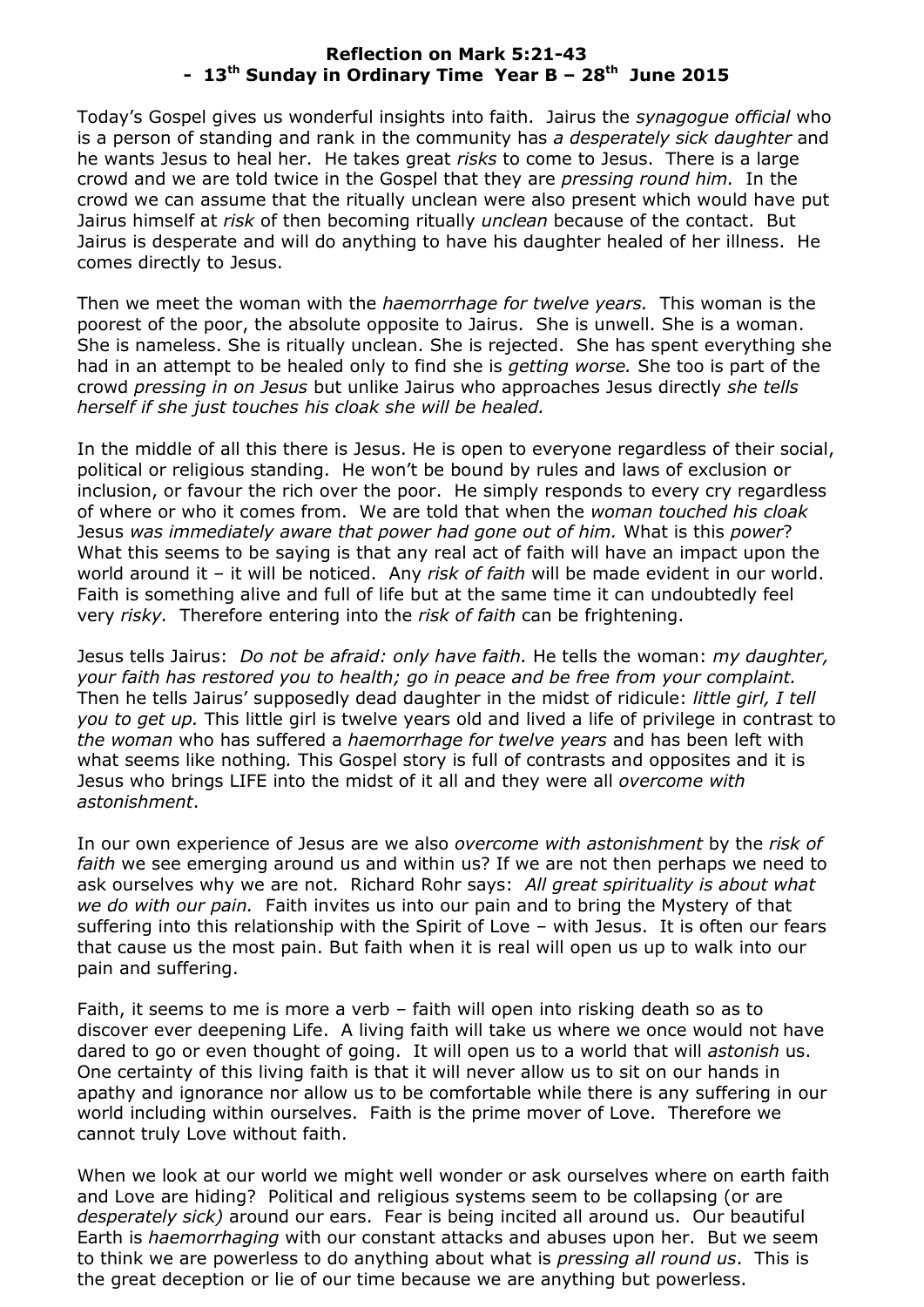**Reflection on Mark 5:21-43**
**- 13th Sunday in Ordinary Time Year B – 28th June 2015**

Today's Gospel gives us wonderful insights into faith. Jairus the *synagogue official* who is a person of standing and rank in the community has *a desperately sick daughter* and he wants Jesus to heal her. He takes great *risks* to come to Jesus. There is a large crowd and we are told twice in the Gospel that they are *pressing round him.* In the crowd we can assume that the ritually unclean were also present which would have put Jairus himself at *risk* of then becoming ritually *unclean* because of the contact. But Jairus is desperate and will do anything to have his daughter healed of her illness. He comes directly to Jesus.

Then we meet the woman with the *haemorrhage for twelve years.* This woman is the poorest of the poor, the absolute opposite to Jairus. She is unwell. She is a woman. She is nameless. She is ritually unclean. She is rejected. She has spent everything she had in an attempt to be healed only to find she is *getting worse.* She too is part of the crowd *pressing in on Jesus* but unlike Jairus who approaches Jesus directly *she tells herself if she just touches his cloak she will be healed.*

In the middle of all this there is Jesus. He is open to everyone regardless of their social, political or religious standing. He won't be bound by rules and laws of exclusion or inclusion, or favour the rich over the poor. He simply responds to every cry regardless of where or who it comes from. We are told that when the *woman touched his cloak* Jesus *was immediately aware that power had gone out of him.* What is this *power*? What this seems to be saying is that any real act of faith will have an impact upon the world around it – it will be noticed. Any *risk of faith* will be made evident in our world. Faith is something alive and full of life but at the same time it can undoubtedly feel very *risky.* Therefore entering into the *risk of faith* can be frightening.

Jesus tells Jairus: *Do not be afraid: only have faith.* He tells the woman: *my daughter, your faith has restored you to health; go in peace and be free from your complaint.* Then he tells Jairus' supposedly dead daughter in the midst of ridicule: *little girl, I tell you to get up.* This little girl is twelve years old and lived a life of privilege in contrast to *the woman* who has suffered a *haemorrhage for twelve years* and has been left with what seems like nothing*.* This Gospel story is full of contrasts and opposites and it is Jesus who brings LIFE into the midst of it all and they were all *overcome with astonishment*.

In our own experience of Jesus are we also *overcome with astonishment* by the *risk of faith* we see emerging around us and within us? If we are not then perhaps we need to ask ourselves why we are not. Richard Rohr says: *All great spirituality is about what we do with our pain.* Faith invites us into our pain and to bring the Mystery of that suffering into this relationship with the Spirit of Love – with Jesus. It is often our fears that cause us the most pain. But faith when it is real will open us up to walk into our pain and suffering.

Faith, it seems to me is more a verb – faith will open into risking death so as to discover ever deepening Life. A living faith will take us where we once would not have dared to go or even thought of going. It will open us to a world that will *astonish* us. One certainty of this living faith is that it will never allow us to sit on our hands in apathy and ignorance nor allow us to be comfortable while there is any suffering in our world including within ourselves. Faith is the prime mover of Love. Therefore we cannot truly Love without faith.

When we look at our world we might well wonder or ask ourselves where on earth faith and Love are hiding? Political and religious systems seem to be collapsing (or are *desperately sick)* around our ears. Fear is being incited all around us. Our beautiful Earth is *haemorrhaging* with our constant attacks and abuses upon her. But we seem to think we are powerless to do anything about what is *pressing all round us*. This is the great deception or lie of our time because we are anything but powerless.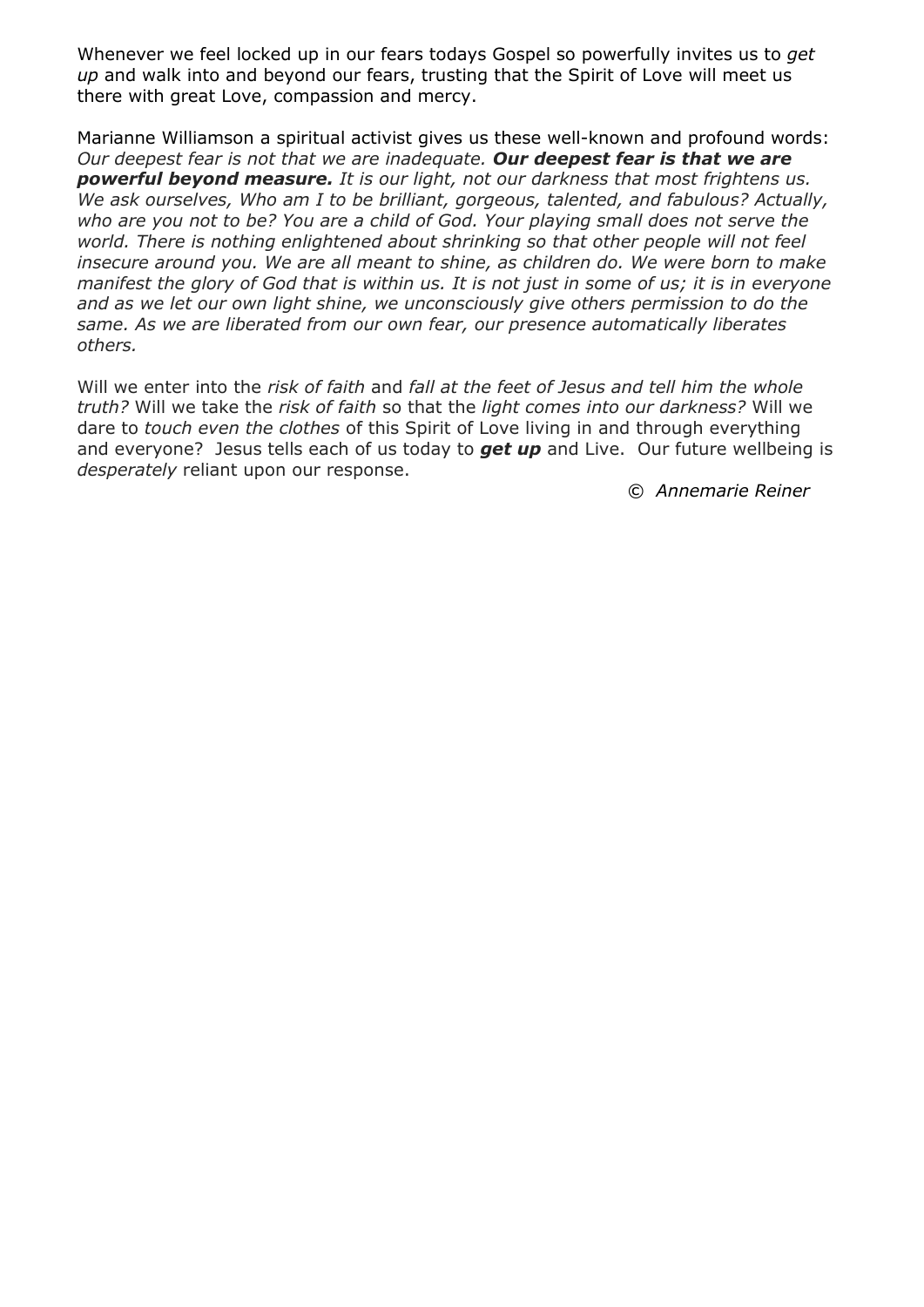Whenever we feel locked up in our fears todays Gospel so powerfully invites us to *get up* and walk into and beyond our fears, trusting that the Spirit of Love will meet us there with great Love, compassion and mercy.

Marianne Williamson a spiritual activist gives us these well-known and profound words: *Our deepest fear is not that we are inadequate.* ***Our deepest fear is that we are powerful beyond measure.*** *It is our light, not our darkness that most frightens us. We ask ourselves, Who am I to be brilliant, gorgeous, talented, and fabulous? Actually, who are you not to be? You are a child of God. Your playing small does not serve the world. There is nothing enlightened about shrinking so that other people will not feel insecure around you. We are all meant to shine, as children do. We were born to make manifest the glory of God that is within us. It is not just in some of us; it is in everyone and as we let our own light shine, we unconsciously give others permission to do the same. As we are liberated from our own fear, our presence automatically liberates others.*

Will we enter into the *risk of faith* and *fall at the feet of Jesus and tell him the whole truth?* Will we take the *risk of faith* so that the *light comes into our darkness?* Will we dare to *touch even the clothes* of this Spirit of Love living in and through everything and everyone? Jesus tells each of us today to ***get up*** and Live. Our future wellbeing is *desperately* reliant upon our response.

© *Annemarie Reiner*